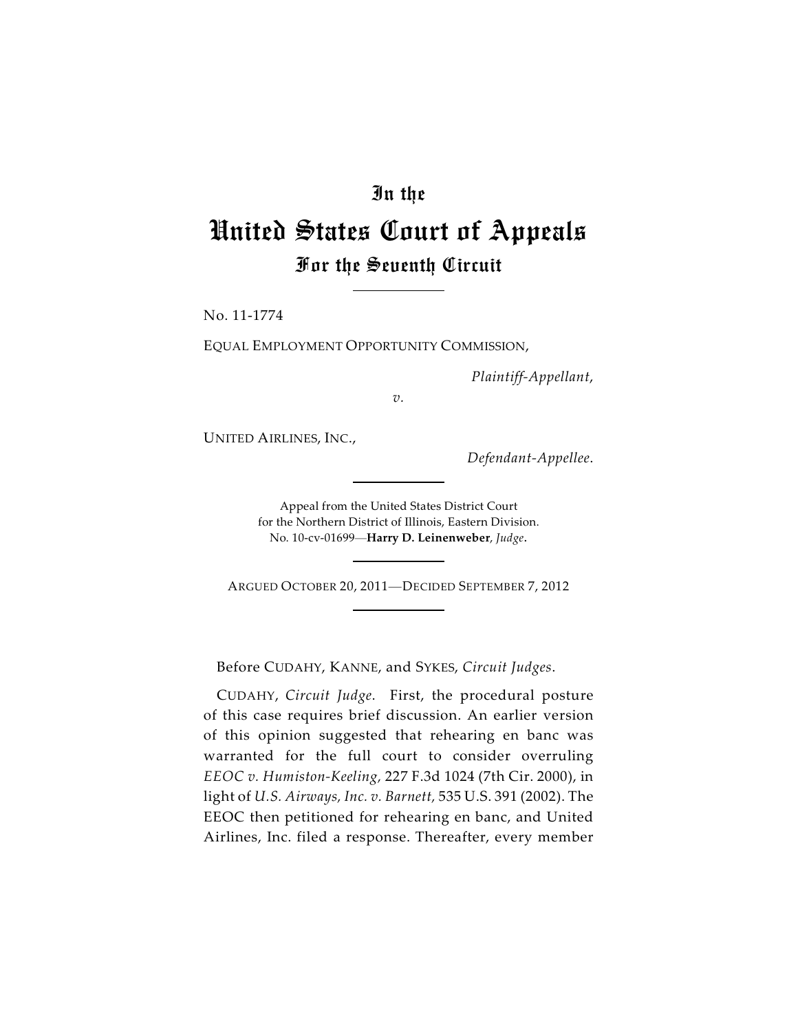# In the
# United States Court of Appeals
## For the Seventh Circuit

No. 11-1774

EQUAL EMPLOYMENT OPPORTUNITY COMMISSION,

*Plaintiff-Appellant,*

*v.*

UNITED AIRLINES, INC.,

*Defendant-Appellee.*

Appeal from the United States District Court
for the Northern District of Illinois, Eastern Division.
No. 10-cv-01699—**Harry D. Leinenweber**, *Judge*.

ARGUED OCTOBER 20, 2011—DECIDED SEPTEMBER 7, 2012

Before CUDAHY, KANNE, and SYKES, *Circuit Judges*.

CUDAHY, *Circuit Judge*. First, the procedural posture of this case requires brief discussion. An earlier version of this opinion suggested that rehearing en banc was warranted for the full court to consider overruling *EEOC v. Humiston-Keeling,* 227 F.3d 1024 (7th Cir. 2000), in light of *U.S. Airways, Inc. v. Barnett,* 535 U.S. 391 (2002). The EEOC then petitioned for rehearing en banc, and United Airlines, Inc. filed a response. Thereafter, every member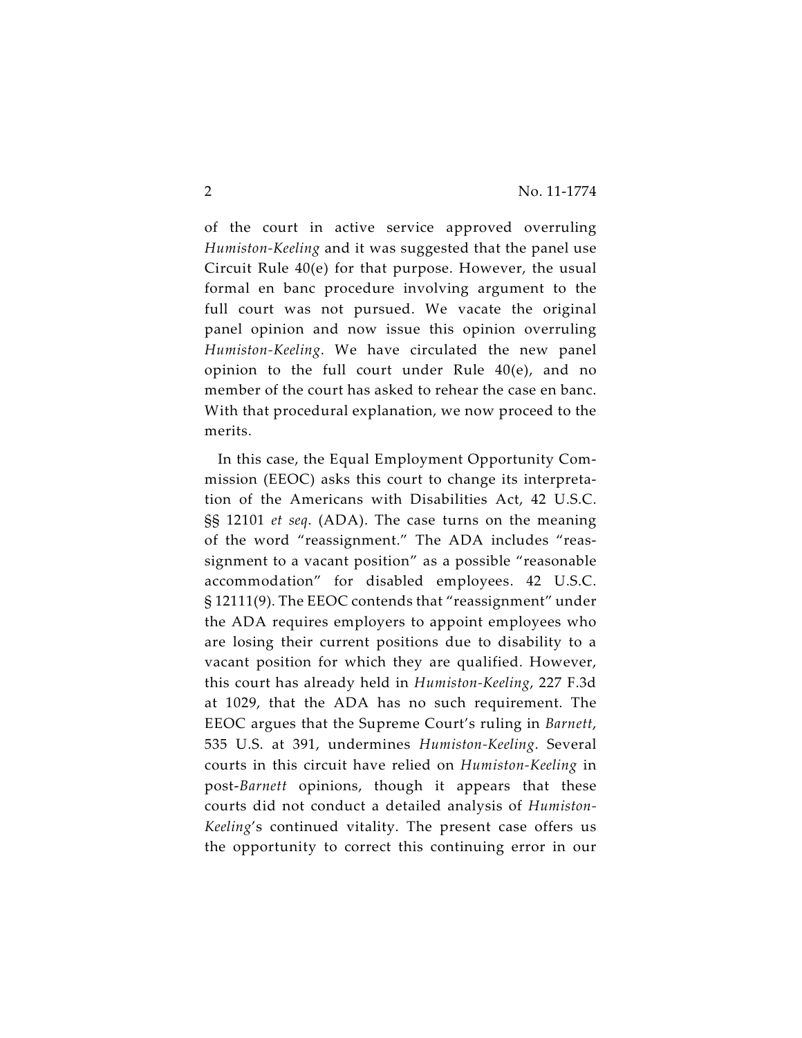of the court in active service approved overruling *Humiston-Keeling* and it was suggested that the panel use Circuit Rule 40(e) for that purpose. However, the usual formal en banc procedure involving argument to the full court was not pursued. We vacate the original panel opinion and now issue this opinion overruling *Humiston-Keeling*. We have circulated the new panel opinion to the full court under Rule 40(e), and no member of the court has asked to rehear the case en banc. With that procedural explanation, we now proceed to the merits.

In this case, the Equal Employment Opportunity Commission (EEOC) asks this court to change its interpretation of the Americans with Disabilities Act, 42 U.S.C. §§ 12101 *et seq*. (ADA). The case turns on the meaning of the word "reassignment." The ADA includes "reassignment to a vacant position" as a possible "reasonable accommodation" for disabled employees. 42 U.S.C. § 12111(9). The EEOC contends that "reassignment" under the ADA requires employers to appoint employees who are losing their current positions due to disability to a vacant position for which they are qualified. However, this court has already held in *Humiston-Keeling*, 227 F.3d at 1029, that the ADA has no such requirement. The EEOC argues that the Supreme Court's ruling in *Barnett*, 535 U.S. at 391, undermines *Humiston-Keeling*. Several courts in this circuit have relied on *Humiston-Keeling* in post-*Barnett* opinions, though it appears that these courts did not conduct a detailed analysis of *Humiston-Keeling*'s continued vitality. The present case offers us the opportunity to correct this continuing error in our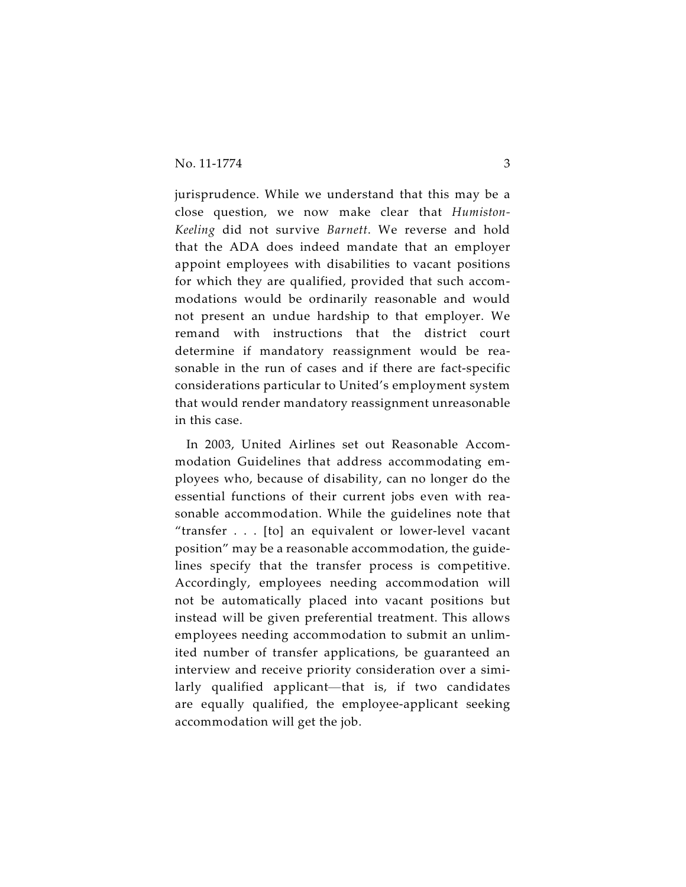jurisprudence. While we understand that this may be a close question, we now make clear that *Humiston-Keeling* did not survive *Barnett*. We reverse and hold that the ADA does indeed mandate that an employer appoint employees with disabilities to vacant positions for which they are qualified, provided that such accommodations would be ordinarily reasonable and would not present an undue hardship to that employer. We remand with instructions that the district court determine if mandatory reassignment would be reasonable in the run of cases and if there are fact-specific considerations particular to United's employment system that would render mandatory reassignment unreasonable in this case.

In 2003, United Airlines set out Reasonable Accommodation Guidelines that address accommodating employees who, because of disability, can no longer do the essential functions of their current jobs even with reasonable accommodation. While the guidelines note that "transfer . . . [to] an equivalent or lower-level vacant position" may be a reasonable accommodation, the guidelines specify that the transfer process is competitive. Accordingly, employees needing accommodation will not be automatically placed into vacant positions but instead will be given preferential treatment. This allows employees needing accommodation to submit an unlimited number of transfer applications, be guaranteed an interview and receive priority consideration over a similarly qualified applicant—that is, if two candidates are equally qualified, the employee-applicant seeking accommodation will get the job.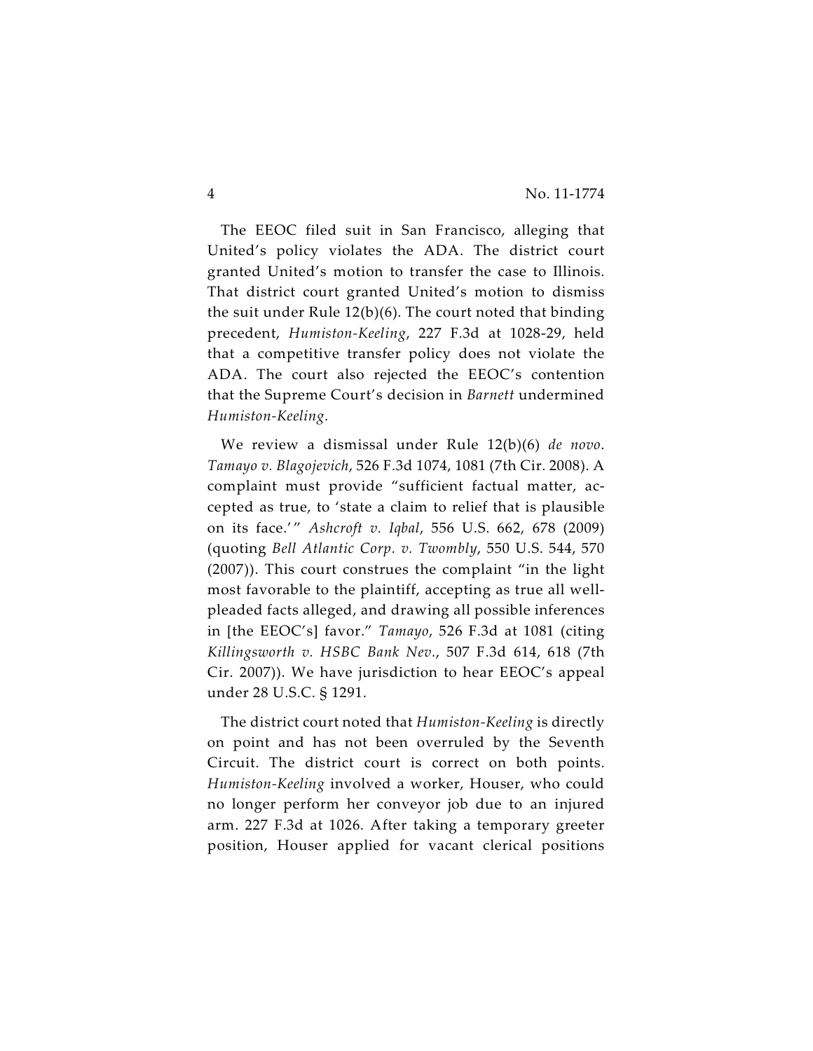The EEOC filed suit in San Francisco, alleging that United's policy violates the ADA. The district court granted United's motion to transfer the case to Illinois. That district court granted United's motion to dismiss the suit under Rule 12(b)(6). The court noted that binding precedent, *Humiston-Keeling*, 227 F.3d at 1028-29, held that a competitive transfer policy does not violate the ADA. The court also rejected the EEOC's contention that the Supreme Court's decision in *Barnett* undermined *Humiston-Keeling*.

We review a dismissal under Rule 12(b)(6) *de novo*. *Tamayo v. Blagojevich*, 526 F.3d 1074, 1081 (7th Cir. 2008). A complaint must provide "sufficient factual matter, accepted as true, to 'state a claim to relief that is plausible on its face.'" *Ashcroft v. Iqbal*, 556 U.S. 662, 678 (2009) (quoting *Bell Atlantic Corp. v. Twombly*, 550 U.S. 544, 570 (2007)). This court construes the complaint "in the light most favorable to the plaintiff, accepting as true all well-pleaded facts alleged, and drawing all possible inferences in [the EEOC's] favor." *Tamayo*, 526 F.3d at 1081 (citing *Killingsworth v. HSBC Bank Nev.*, 507 F.3d 614, 618 (7th Cir. 2007)). We have jurisdiction to hear EEOC's appeal under 28 U.S.C. § 1291.

The district court noted that *Humiston-Keeling* is directly on point and has not been overruled by the Seventh Circuit. The district court is correct on both points. *Humiston-Keeling* involved a worker, Houser, who could no longer perform her conveyor job due to an injured arm. 227 F.3d at 1026. After taking a temporary greeter position, Houser applied for vacant clerical positions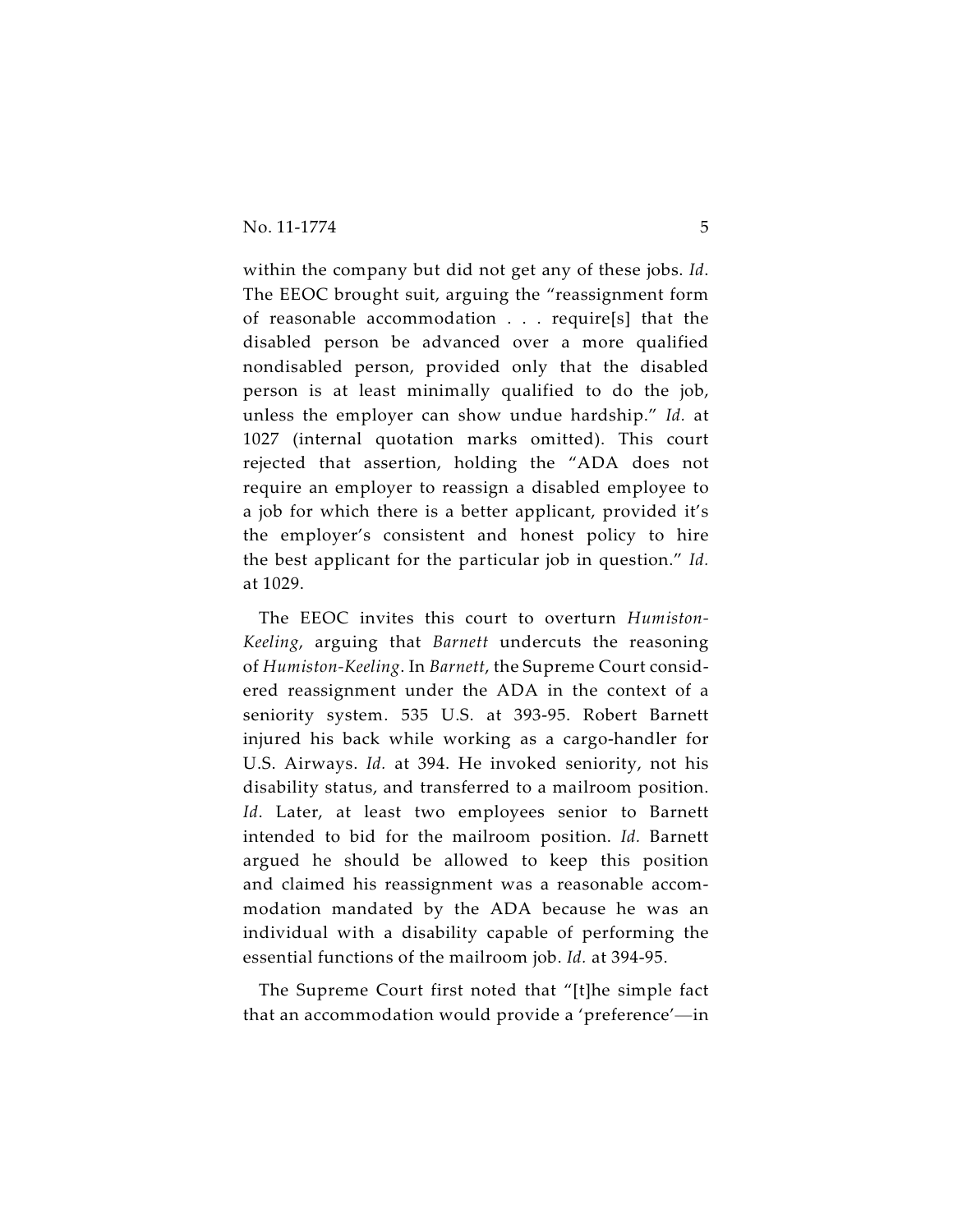within the company but did not get any of these jobs. *Id*. The EEOC brought suit, arguing the "reassignment form of reasonable accommodation . . . require[s] that the disabled person be advanced over a more qualified nondisabled person, provided only that the disabled person is at least minimally qualified to do the job, unless the employer can show undue hardship." *Id.* at 1027 (internal quotation marks omitted). This court rejected that assertion, holding the "ADA does not require an employer to reassign a disabled employee to a job for which there is a better applicant, provided it's the employer's consistent and honest policy to hire the best applicant for the particular job in question." *Id.* at 1029.

The EEOC invites this court to overturn *Humiston-Keeling*, arguing that *Barnett* undercuts the reasoning of *Humiston-Keeling*. In *Barnett*, the Supreme Court considered reassignment under the ADA in the context of a seniority system. 535 U.S. at 393-95. Robert Barnett injured his back while working as a cargo-handler for U.S. Airways. *Id.* at 394. He invoked seniority, not his disability status, and transferred to a mailroom position. *Id.* Later, at least two employees senior to Barnett intended to bid for the mailroom position. *Id.* Barnett argued he should be allowed to keep this position and claimed his reassignment was a reasonable accommodation mandated by the ADA because he was an individual with a disability capable of performing the essential functions of the mailroom job. *Id.* at 394-95.

The Supreme Court first noted that "[t]he simple fact that an accommodation would provide a 'preference'—in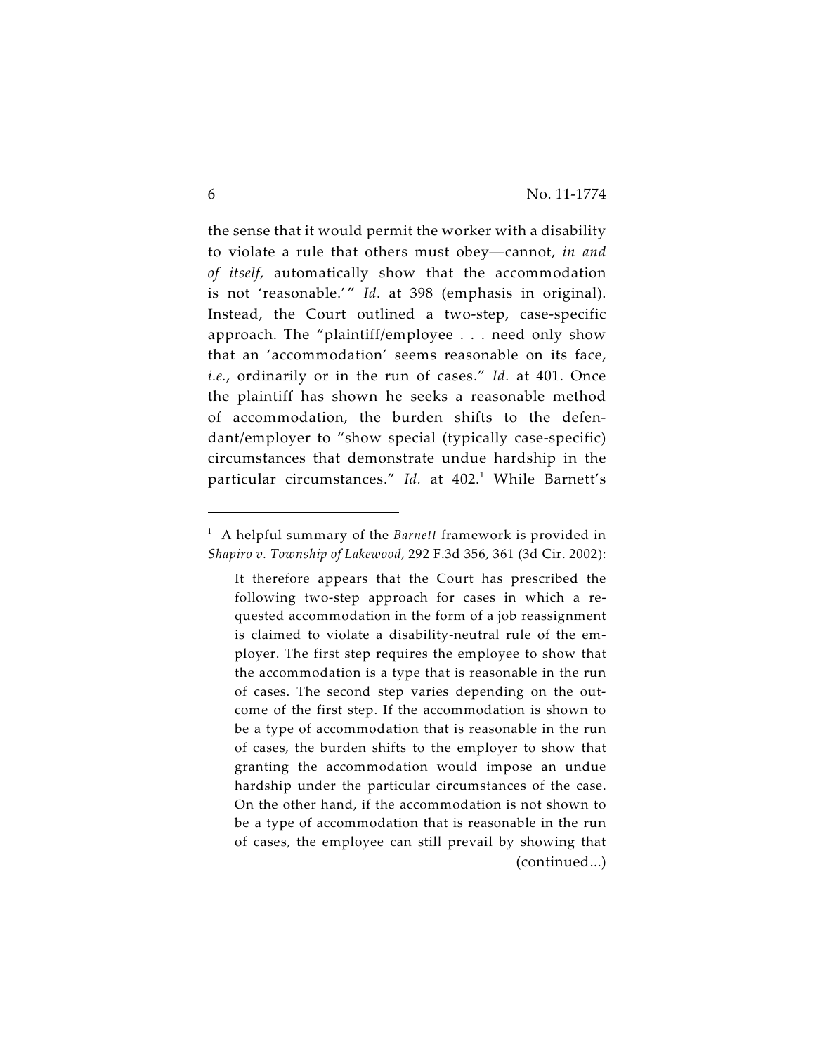the sense that it would permit the worker with a disability to violate a rule that others must obey—cannot, *in and of itself*, automatically show that the accommodation is not 'reasonable.'" *Id*. at 398 (emphasis in original). Instead, the Court outlined a two-step, case-specific approach. The "plaintiff/employee . . . need only show that an 'accommodation' seems reasonable on its face, *i.e.*, ordinarily or in the run of cases." *Id.* at 401. Once the plaintiff has shown he seeks a reasonable method of accommodation, the burden shifts to the defendant/employer to "show special (typically case-specific) circumstances that demonstrate undue hardship in the particular circumstances." *Id.* at 402.[1] While Barnett's

---

[1] A helpful summary of the *Barnett* framework is provided in *Shapiro v. Township of Lakewood*, 292 F.3d 356, 361 (3d Cir. 2002):

> It therefore appears that the Court has prescribed the following two-step approach for cases in which a requested accommodation in the form of a job reassignment is claimed to violate a disability-neutral rule of the employer. The first step requires the employee to show that the accommodation is a type that is reasonable in the run of cases. The second step varies depending on the outcome of the first step. If the accommodation is shown to be a type of accommodation that is reasonable in the run of cases, the burden shifts to the employer to show that granting the accommodation would impose an undue hardship under the particular circumstances of the case. On the other hand, if the accommodation is not shown to be a type of accommodation that is reasonable in the run of cases, the employee can still prevail by showing that
>
> (continued...)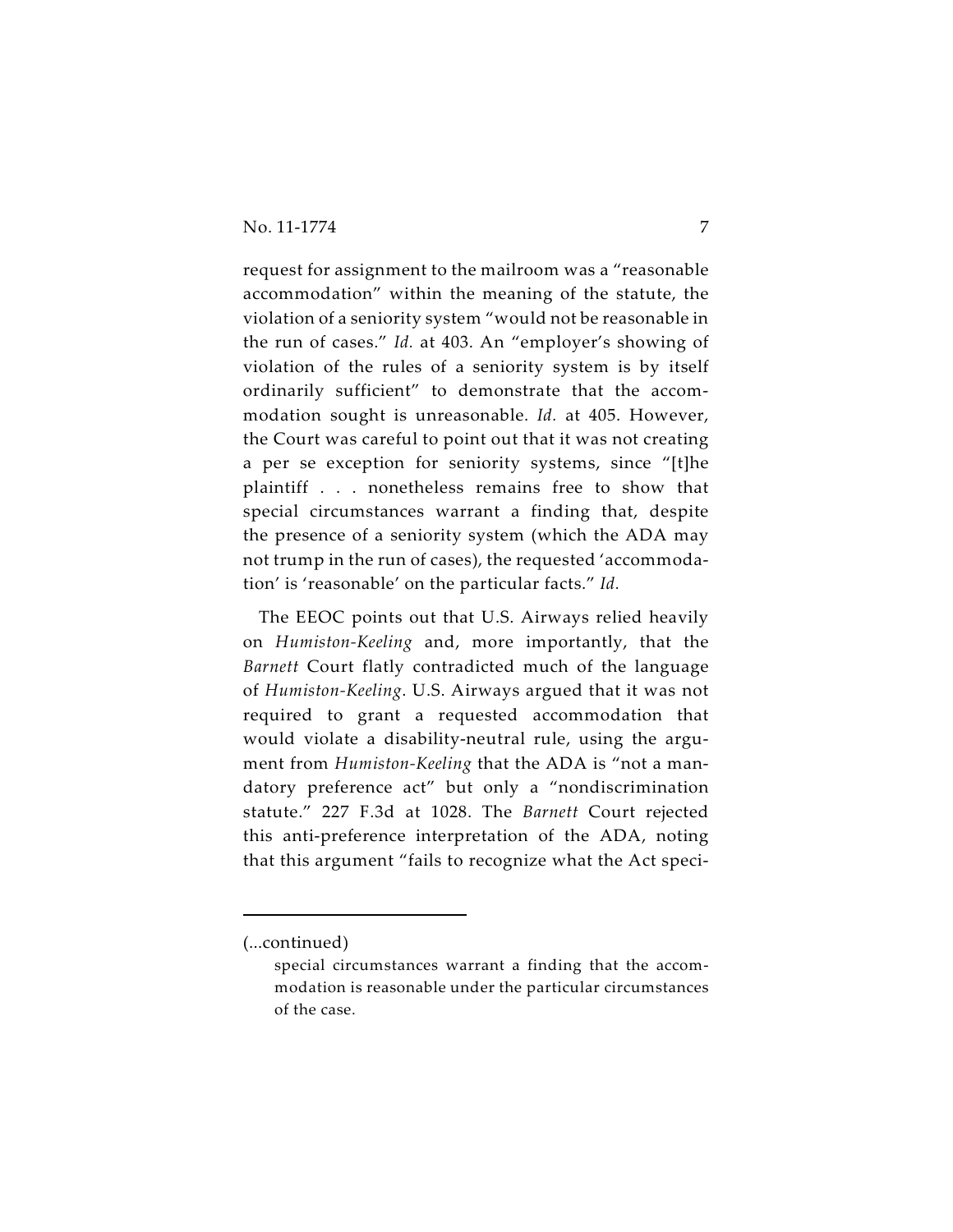request for assignment to the mailroom was a "reasonable accommodation" within the meaning of the statute, the violation of a seniority system "would not be reasonable in the run of cases." *Id.* at 403. An "employer's showing of violation of the rules of a seniority system is by itself ordinarily sufficient" to demonstrate that the accommodation sought is unreasonable. *Id.* at 405. However, the Court was careful to point out that it was not creating a per se exception for seniority systems, since "[t]he plaintiff . . . nonetheless remains free to show that special circumstances warrant a finding that, despite the presence of a seniority system (which the ADA may not trump in the run of cases), the requested 'accommodation' is 'reasonable' on the particular facts." *Id.*

The EEOC points out that U.S. Airways relied heavily on *Humiston-Keeling* and, more importantly, that the *Barnett* Court flatly contradicted much of the language of *Humiston-Keeling*. U.S. Airways argued that it was not required to grant a requested accommodation that would violate a disability-neutral rule, using the argument from *Humiston-Keeling* that the ADA is "not a mandatory preference act" but only a "nondiscrimination statute." 227 F.3d at 1028. The *Barnett* Court rejected this anti-preference interpretation of the ADA, noting that this argument "fails to recognize what the Act speci-

---

(...continued)

special circumstances warrant a finding that the accommodation is reasonable under the particular circumstances of the case.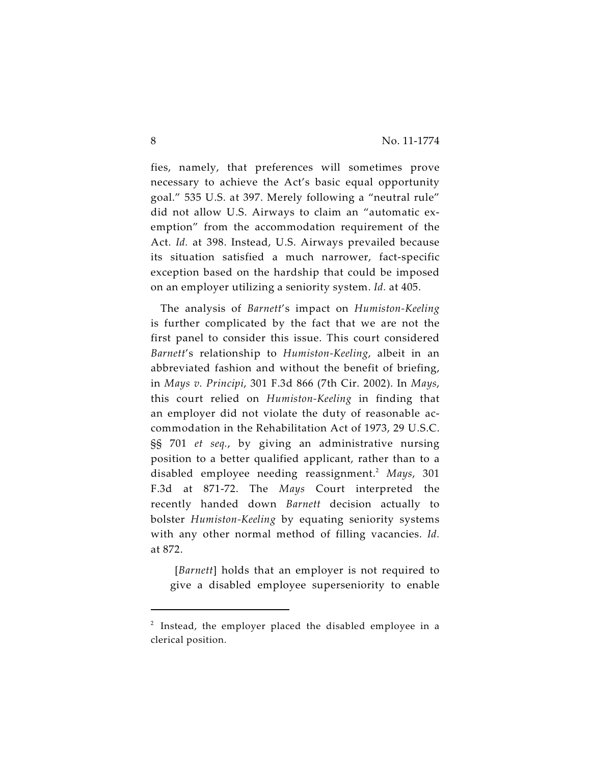fies, namely, that preferences will sometimes prove necessary to achieve the Act's basic equal opportunity goal." 535 U.S. at 397. Merely following a "neutral rule" did not allow U.S. Airways to claim an "automatic exemption" from the accommodation requirement of the Act. *Id.* at 398. Instead, U.S. Airways prevailed because its situation satisfied a much narrower, fact-specific exception based on the hardship that could be imposed on an employer utilizing a seniority system. *Id.* at 405.

The analysis of *Barnett*'s impact on *Humiston-Keeling* is further complicated by the fact that we are not the first panel to consider this issue. This court considered *Barnett*'s relationship to *Humiston-Keeling*, albeit in an abbreviated fashion and without the benefit of briefing, in *Mays v. Principi*, 301 F.3d 866 (7th Cir. 2002). In *Mays*, this court relied on *Humiston-Keeling* in finding that an employer did not violate the duty of reasonable accommodation in the Rehabilitation Act of 1973, 29 U.S.C. §§ 701 *et seq.*, by giving an administrative nursing position to a better qualified applicant, rather than to a disabled employee needing reassignment.[2] *Mays*, 301 F.3d at 871-72. The *Mays* Court interpreted the recently handed down *Barnett* decision actually to bolster *Humiston-Keeling* by equating seniority systems with any other normal method of filling vacancies. *Id.* at 872.

> [*Barnett*] holds that an employer is not required to give a disabled employee superseniority to enable

---

[2] Instead, the employer placed the disabled employee in a clerical position.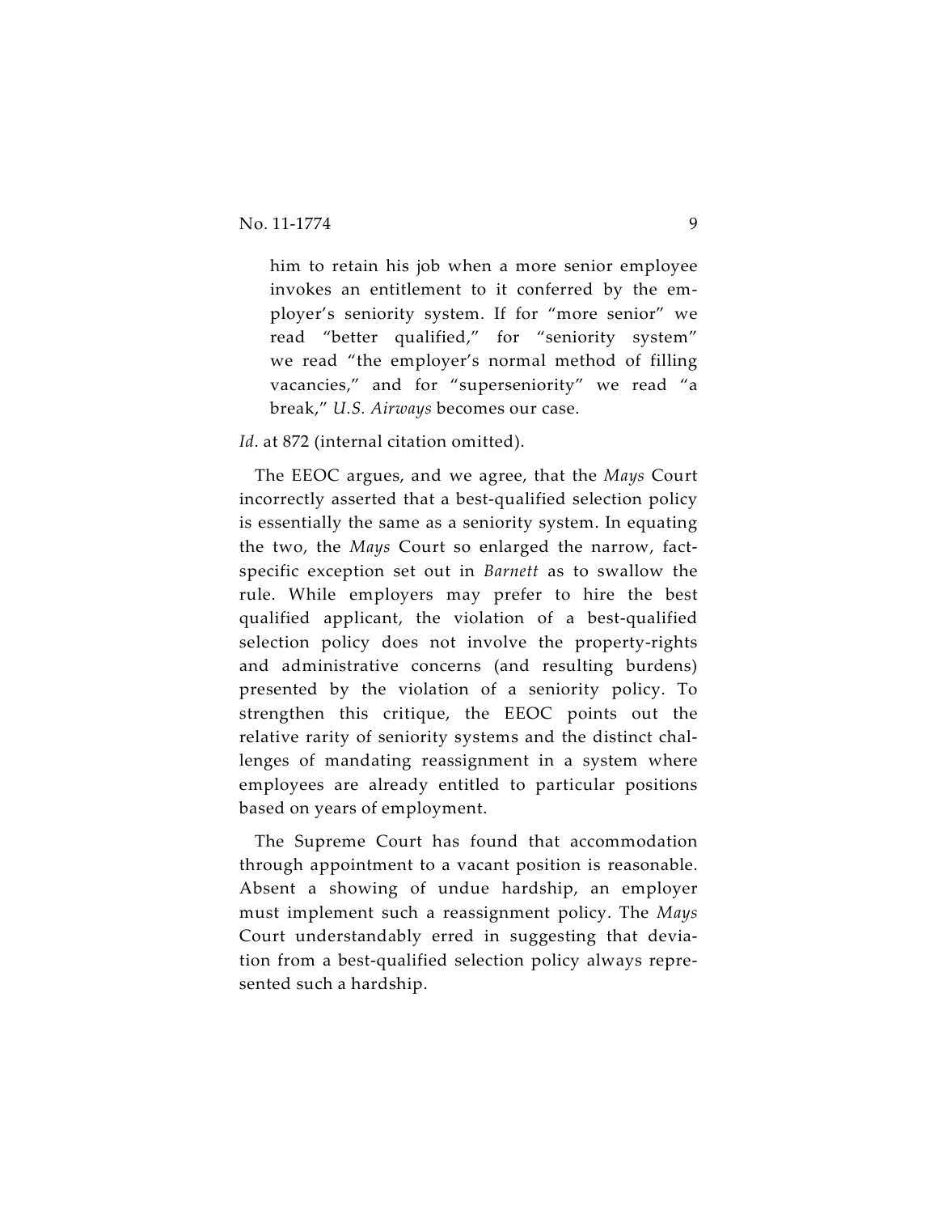> him to retain his job when a more senior employee invokes an entitlement to it conferred by the employer's seniority system. If for "more senior" we read "better qualified," for "seniority system" we read "the employer's normal method of filling vacancies," and for "superseniority" we read "a break," *U.S. Airways* becomes our case.

*Id.* at 872 (internal citation omitted).

The EEOC argues, and we agree, that the *Mays* Court incorrectly asserted that a best-qualified selection policy is essentially the same as a seniority system. In equating the two, the *Mays* Court so enlarged the narrow, fact-specific exception set out in *Barnett* as to swallow the rule. While employers may prefer to hire the best qualified applicant, the violation of a best-qualified selection policy does not involve the property-rights and administrative concerns (and resulting burdens) presented by the violation of a seniority policy. To strengthen this critique, the EEOC points out the relative rarity of seniority systems and the distinct challenges of mandating reassignment in a system where employees are already entitled to particular positions based on years of employment.

The Supreme Court has found that accommodation through appointment to a vacant position is reasonable. Absent a showing of undue hardship, an employer must implement such a reassignment policy. The *Mays* Court understandably erred in suggesting that deviation from a best-qualified selection policy always represented such a hardship.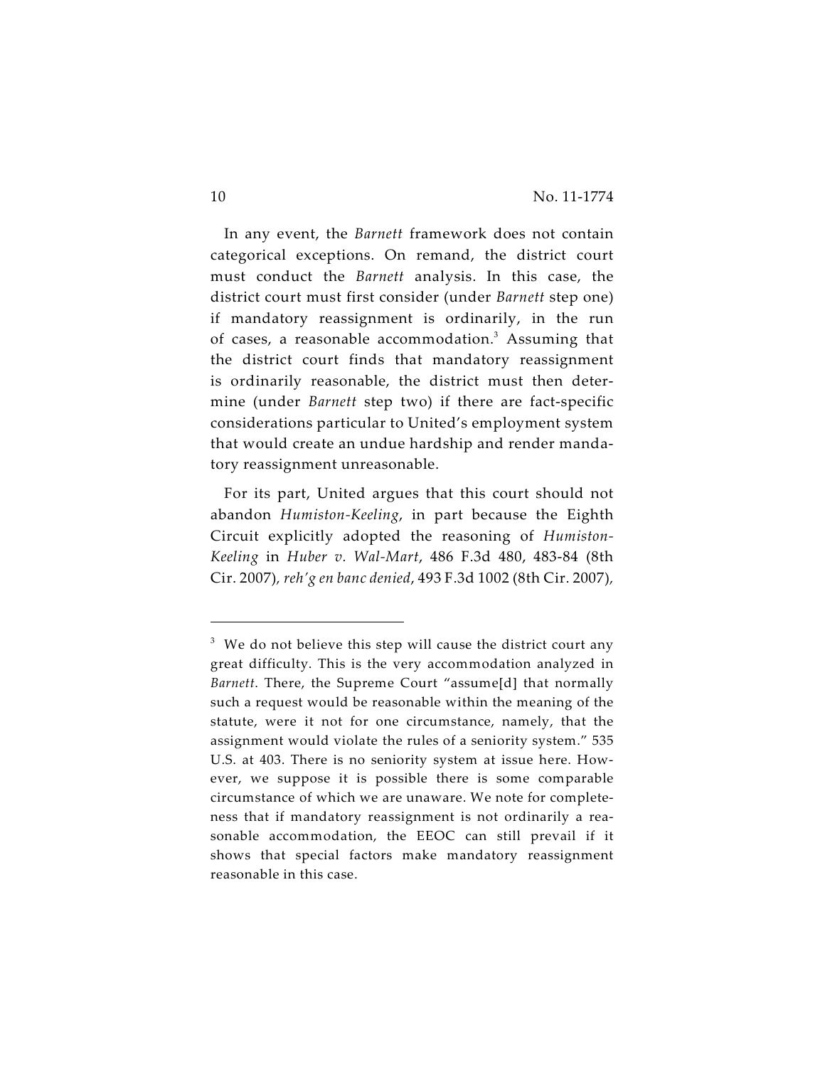In any event, the *Barnett* framework does not contain categorical exceptions. On remand, the district court must conduct the *Barnett* analysis. In this case, the district court must first consider (under *Barnett* step one) if mandatory reassignment is ordinarily, in the run of cases, a reasonable accommodation.[3] Assuming that the district court finds that mandatory reassignment is ordinarily reasonable, the district must then determine (under *Barnett* step two) if there are fact-specific considerations particular to United's employment system that would create an undue hardship and render mandatory reassignment unreasonable.

For its part, United argues that this court should not abandon *Humiston-Keeling*, in part because the Eighth Circuit explicitly adopted the reasoning of *Humiston-Keeling* in *Huber v. Wal-Mart*, 486 F.3d 480, 483-84 (8th Cir. 2007), *reh'g en banc denied*, 493 F.3d 1002 (8th Cir. 2007),

---

[3] We do not believe this step will cause the district court any great difficulty. This is the very accommodation analyzed in *Barnett*. There, the Supreme Court "assume[d] that normally such a request would be reasonable within the meaning of the statute, were it not for one circumstance, namely, that the assignment would violate the rules of a seniority system." 535 U.S. at 403. There is no seniority system at issue here. However, we suppose it is possible there is some comparable circumstance of which we are unaware. We note for completeness that if mandatory reassignment is not ordinarily a reasonable accommodation, the EEOC can still prevail if it shows that special factors make mandatory reassignment reasonable in this case.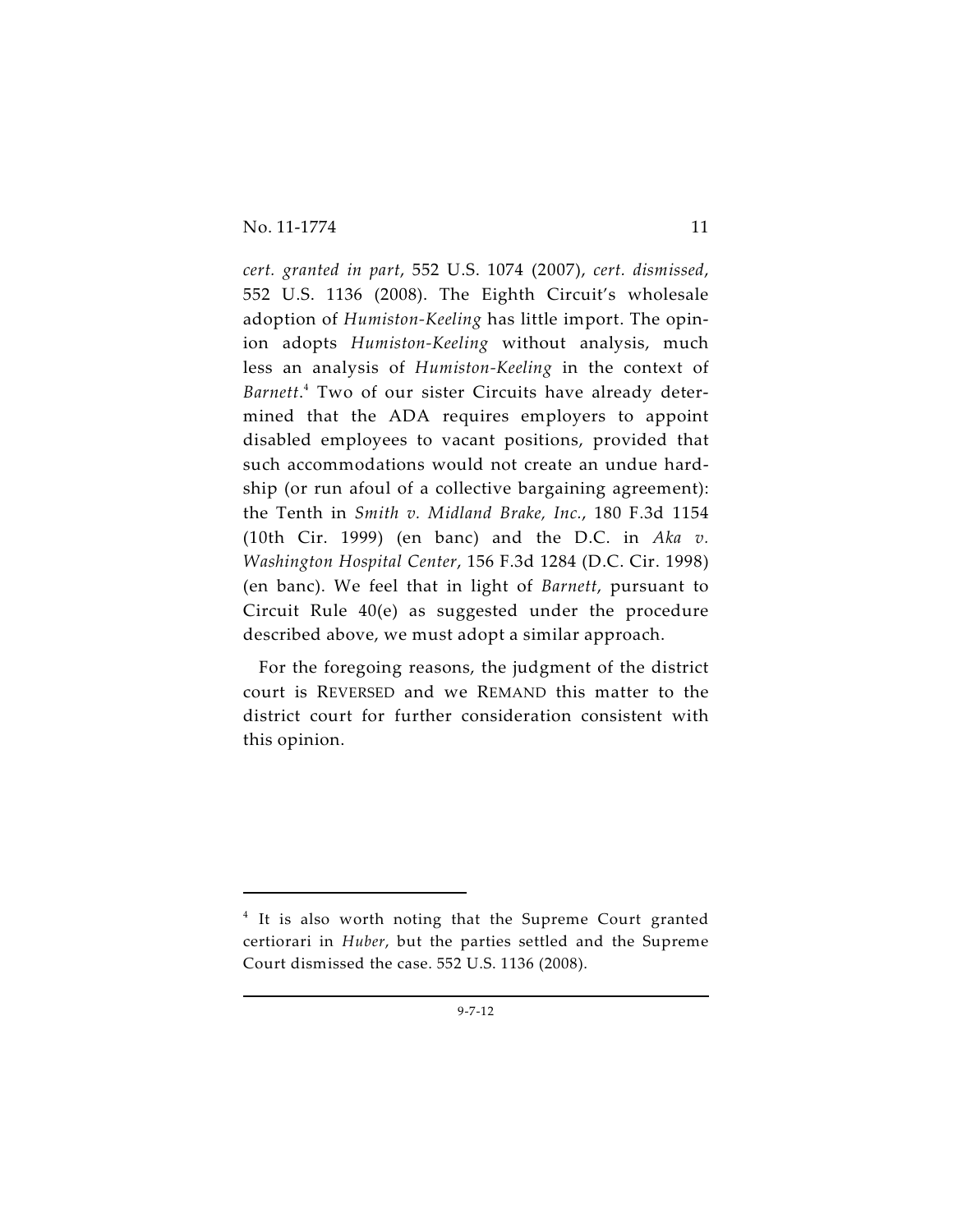*cert. granted in part*, 552 U.S. 1074 (2007), *cert. dismissed*, 552 U.S. 1136 (2008). The Eighth Circuit's wholesale adoption of *Humiston-Keeling* has little import. The opinion adopts *Humiston-Keeling* without analysis, much less an analysis of *Humiston-Keeling* in the context of *Barnett*.[4] Two of our sister Circuits have already determined that the ADA requires employers to appoint disabled employees to vacant positions, provided that such accommodations would not create an undue hardship (or run afoul of a collective bargaining agreement): the Tenth in *Smith v. Midland Brake, Inc.*, 180 F.3d 1154 (10th Cir. 1999) (en banc) and the D.C. in *Aka v. Washington Hospital Center*, 156 F.3d 1284 (D.C. Cir. 1998) (en banc). We feel that in light of *Barnett*, pursuant to Circuit Rule 40(e) as suggested under the procedure described above, we must adopt a similar approach.

For the foregoing reasons, the judgment of the district court is REVERSED and we REMAND this matter to the district court for further consideration consistent with this opinion.

---

[4] It is also worth noting that the Supreme Court granted certiorari in *Huber*, but the parties settled and the Supreme Court dismissed the case. 552 U.S. 1136 (2008).

9-7-12